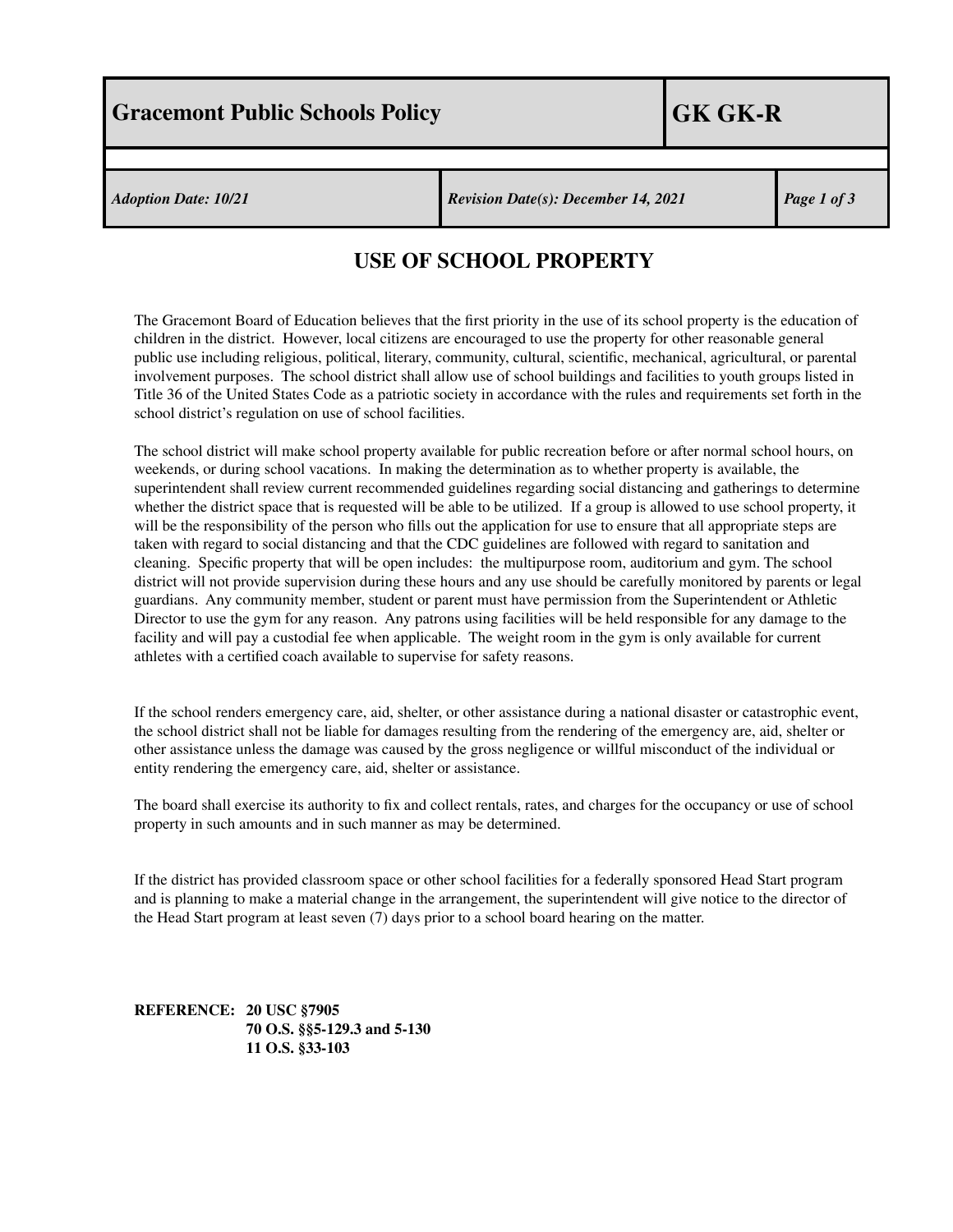| Gracemont Public Schools Policy | | GK GK-R |
|---|---|---|
| *Adoption Date: 10/21* | *Revision Date(s): December 14, 2021* | |

# USE OF SCHOOL PROPERTY

The Gracemont Board of Education believes that the first priority in the use of its school property is the education of children in the district. However, local citizens are encouraged to use the property for other reasonable general public use including religious, political, literary, community, cultural, scientific, mechanical, agricultural, or parental involvement purposes. The school district shall allow use of school buildings and facilities to youth groups listed in Title 36 of the United States Code as a patriotic society in accordance with the rules and requirements set forth in the school district's regulation on use of school facilities.

The school district will make school property available for public recreation before or after normal school hours, on weekends, or during school vacations. In making the determination as to whether property is available, the superintendent shall review current recommended guidelines regarding social distancing and gatherings to determine whether the district space that is requested will be able to be utilized. If a group is allowed to use school property, it will be the responsibility of the person who fills out the application for use to ensure that all appropriate steps are taken with regard to social distancing and that the CDC guidelines are followed with regard to sanitation and cleaning. Specific property that will be open includes: the multipurpose room, auditorium and gym. The school district will not provide supervision during these hours and any use should be carefully monitored by parents or legal guardians. Any community member, student or parent must have permission from the Superintendent or Athletic Director to use the gym for any reason. Any patrons using facilities will be held responsible for any damage to the facility and will pay a custodial fee when applicable. The weight room in the gym is only available for current athletes with a certified coach available to supervise for safety reasons.

If the school renders emergency care, aid, shelter, or other assistance during a national disaster or catastrophic event, the school district shall not be liable for damages resulting from the rendering of the emergency are, aid, shelter or other assistance unless the damage was caused by the gross negligence or willful misconduct of the individual or entity rendering the emergency care, aid, shelter or assistance.

The board shall exercise its authority to fix and collect rentals, rates, and charges for the occupancy or use of school property in such amounts and in such manner as may be determined.

If the district has provided classroom space or other school facilities for a federally sponsored Head Start program and is planning to make a material change in the arrangement, the superintendent will give notice to the director of the Head Start program at least seven (7) days prior to a school board hearing on the matter.

**REFERENCE: 20 USC §7905**
**70 O.S. §§5-129.3 and 5-130**
**11 O.S. §33-103**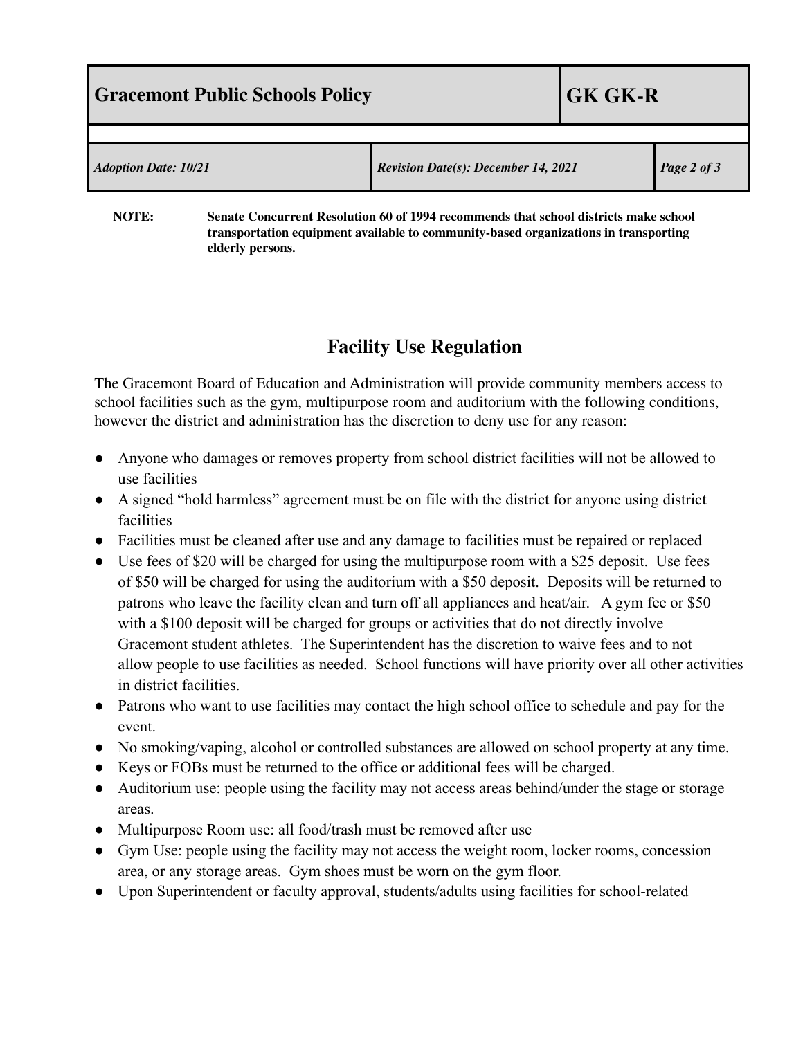**NOTE:** **Senate Concurrent Resolution 60 of 1994 recommends that school districts make school transportation equipment available to community-based organizations in transporting elderly persons.**

## Facility Use Regulation

The Gracemont Board of Education and Administration will provide community members access to school facilities such as the gym, multipurpose room and auditorium with the following conditions, however the district and administration has the discretion to deny use for any reason:

- Anyone who damages or removes property from school district facilities will not be allowed to use facilities
- A signed "hold harmless" agreement must be on file with the district for anyone using district facilities
- Facilities must be cleaned after use and any damage to facilities must be repaired or replaced
- Use fees of $20 will be charged for using the multipurpose room with a $25 deposit. Use fees of $50 will be charged for using the auditorium with a $50 deposit. Deposits will be returned to patrons who leave the facility clean and turn off all appliances and heat/air. A gym fee or $50 with a $100 deposit will be charged for groups or activities that do not directly involve Gracemont student athletes. The Superintendent has the discretion to waive fees and to not allow people to use facilities as needed. School functions will have priority over all other activities in district facilities.
- Patrons who want to use facilities may contact the high school office to schedule and pay for the event.
- No smoking/vaping, alcohol or controlled substances are allowed on school property at any time.
- Keys or FOBs must be returned to the office or additional fees will be charged.
- Auditorium use: people using the facility may not access areas behind/under the stage or storage areas.
- Multipurpose Room use: all food/trash must be removed after use
- Gym Use: people using the facility may not access the weight room, locker rooms, concession area, or any storage areas. Gym shoes must be worn on the gym floor.
- Upon Superintendent or faculty approval, students/adults using facilities for school-related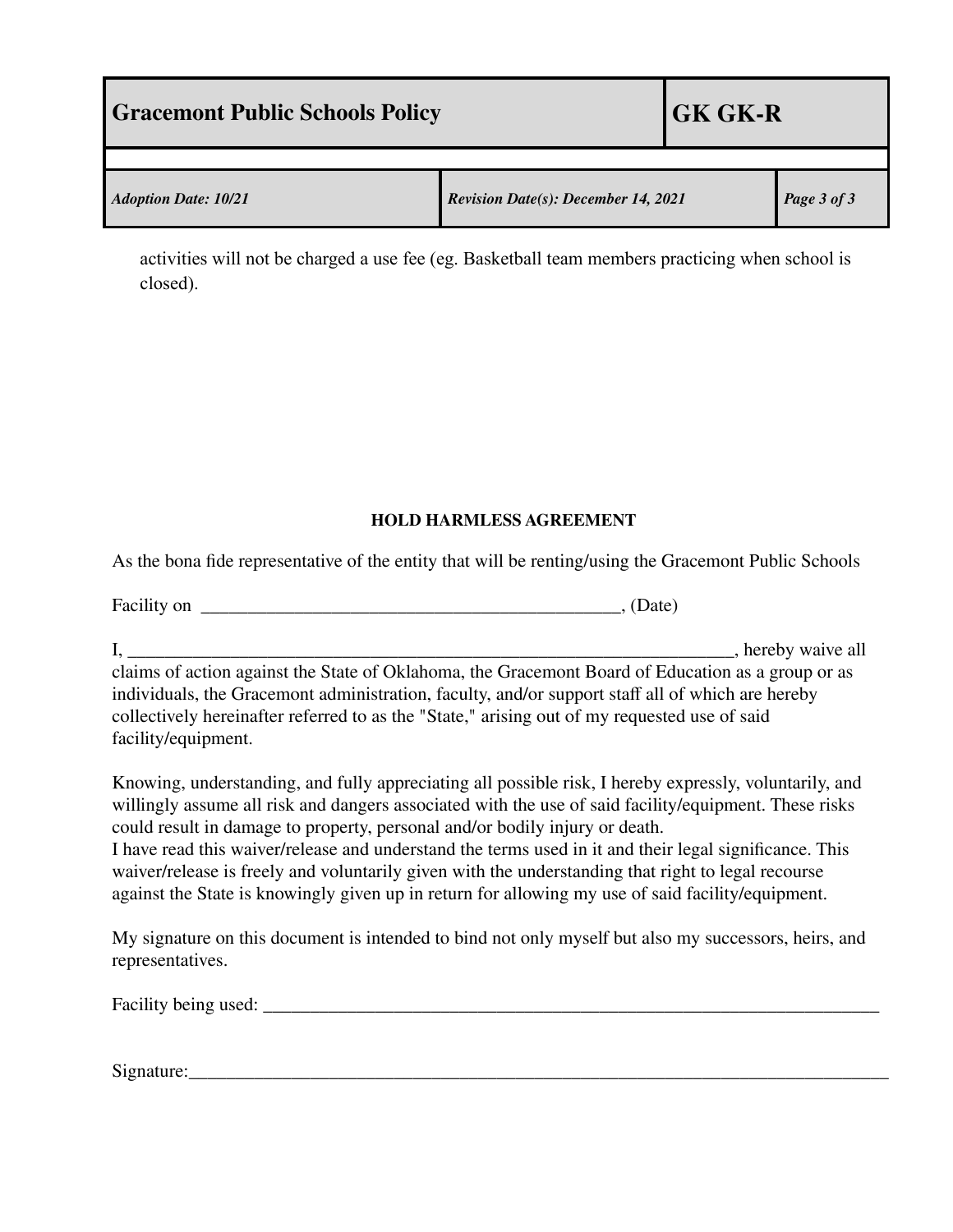activities will not be charged a use fee (eg. Basketball team members practicing when school is closed).

**HOLD HARMLESS AGREEMENT**

As the bona fide representative of the entity that will be renting/using the Gracemont Public Schools

Facility on ______________________________________________, (Date)

I, _____________________________________________________________________, hereby waive all claims of action against the State of Oklahoma, the Gracemont Board of Education as a group or as individuals, the Gracemont administration, faculty, and/or support staff all of which are hereby collectively hereinafter referred to as the "State," arising out of my requested use of said facility/equipment.

Knowing, understanding, and fully appreciating all possible risk, I hereby expressly, voluntarily, and willingly assume all risk and dangers associated with the use of said facility/equipment. These risks could result in damage to property, personal and/or bodily injury or death.
I have read this waiver/release and understand the terms used in it and their legal significance. This waiver/release is freely and voluntarily given with the understanding that right to legal recourse against the State is knowingly given up in return for allowing my use of said facility/equipment.

My signature on this document is intended to bind not only myself but also my successors, heirs, and representatives.

Facility being used: ______________________________________________________________________

Signature:_____________________________________________________________________________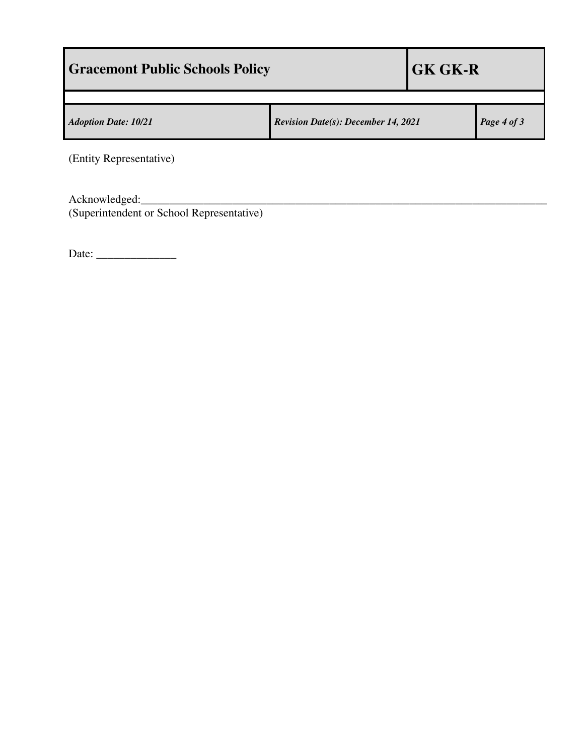(Entity Representative)

Acknowledged:_______________________________________________________________________________
(Superintendent or School Representative)

Date: ______________